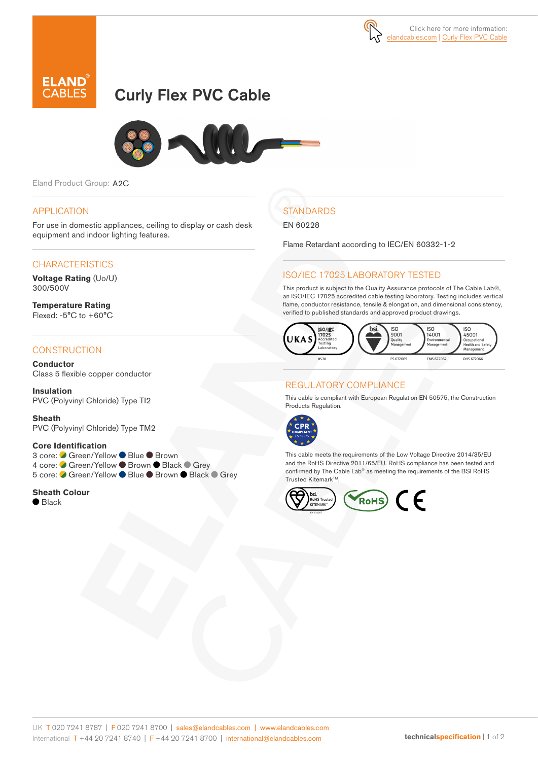Click here for more information: elandcables.com | Curly Flex PVC Cable

# Curly Flex PVC Cable

Eland Product Group: A2C

## APPLICATION

For use in domestic appliances, ceiling to display or cash desk equipment and indoor lighting features.

## CHARACTERISTICS

**Voltage Rating** (Uo/U)
300/500V

**Temperature Rating**
Flexed: -5°C to +60°C

## CONSTRUCTION

**Conductor**
Class 5 flexible copper conductor

**Insulation**
PVC (Polyvinyl Chloride) Type TI2

**Sheath**
PVC (Polyvinyl Chloride) Type TM2

**Core Identification**
3 core: Green/Yellow, Blue, Brown
4 core: Green/Yellow, Brown, Black, Grey
5 core: Green/Yellow, Blue, Brown, Black, Grey

**Sheath Colour**
Black

## STANDARDS

EN 60228

Flame Retardant according to IEC/EN 60332-1-2

## ISO/IEC 17025 LABORATORY TESTED

This product is subject to the Quality Assurance protocols of The Cable Lab®, an ISO/IEC 17025 accredited cable testing laboratory. Testing includes vertical flame, conductor resistance, tensile & elongation, and dimensional consistency, verified to published standards and approved product drawings.

UKAS ISO/IEC 17025 Accredited Testing Laboratory 8578 | bsi ISO 9001 Quality Management FS 672069 | ISO 14001 Environmental Management EMS 672067 | ISO 45001 Occupational Health and Safety Management OHS 672066

## REGULATORY COMPLIANCE

This cable is compliant with European Regulation EN 50575, the Construction Products Regulation.

CPR COMPLIANT EN 50575

This cable meets the requirements of the Low Voltage Directive 2014/35/EU and the RoHS Directive 2011/65/EU. RoHS compliance has been tested and confirmed by The Cable Lab® as meeting the requirements of the BSI RoHS Trusted Kitemark™.

bsi RoHS Trusted KITEMARK™ | RoHS | CE

UK T 020 7241 8787 | F 020 7241 8700 | sales@elandcables.com | www.elandcables.com
International T +44 20 7241 8740 | F +44 20 7241 8700 | international@elandcables.com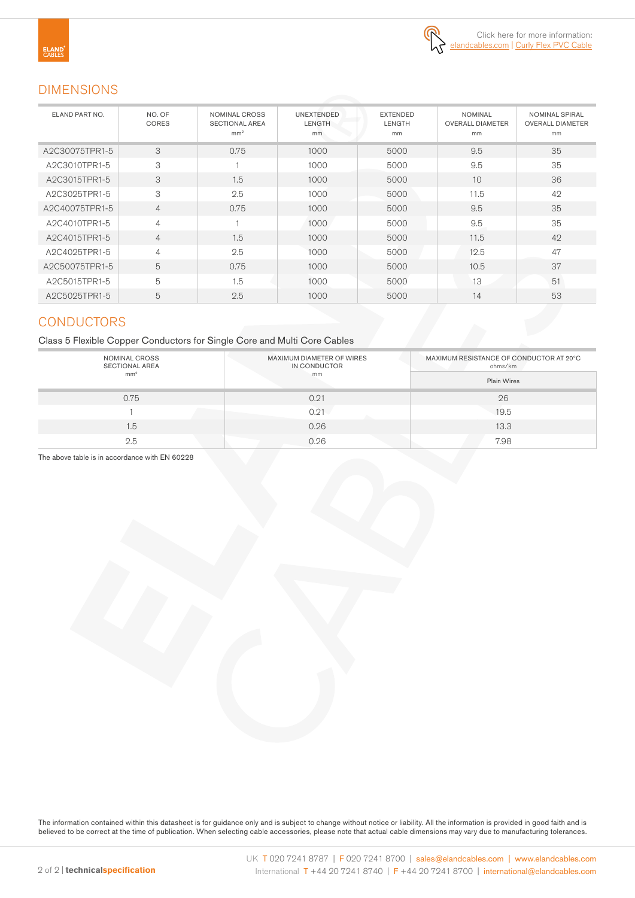Click here for more information: elandcables.com | Curly Flex PVC Cable

## DIMENSIONS

| ELAND PART NO. | NO. OF CORES | NOMINAL CROSS SECTIONAL AREA mm² | UNEXTENDED LENGTH mm | EXTENDED LENGTH mm | NOMINAL OVERALL DIAMETER mm | NOMINAL SPIRAL OVERALL DIAMETER mm |
|---|---|---|---|---|---|---|
| A2C30075TPR1-5 | 3 | 0.75 | 1000 | 5000 | 9.5 | 35 |
| A2C3010TPR1-5 | 3 | 1 | 1000 | 5000 | 9.5 | 35 |
| A2C3015TPR1-5 | 3 | 1.5 | 1000 | 5000 | 10 | 36 |
| A2C3025TPR1-5 | 3 | 2.5 | 1000 | 5000 | 11.5 | 42 |
| A2C40075TPR1-5 | 4 | 0.75 | 1000 | 5000 | 9.5 | 35 |
| A2C4010TPR1-5 | 4 | 1 | 1000 | 5000 | 9.5 | 35 |
| A2C4015TPR1-5 | 4 | 1.5 | 1000 | 5000 | 11.5 | 42 |
| A2C4025TPR1-5 | 4 | 2.5 | 1000 | 5000 | 12.5 | 47 |
| A2C50075TPR1-5 | 5 | 0.75 | 1000 | 5000 | 10.5 | 37 |
| A2C5015TPR1-5 | 5 | 1.5 | 1000 | 5000 | 13 | 51 |
| A2C5025TPR1-5 | 5 | 2.5 | 1000 | 5000 | 14 | 53 |

## CONDUCTORS

Class 5 Flexible Copper Conductors for Single Core and Multi Core Cables

| NOMINAL CROSS SECTIONAL AREA mm² | MAXIMUM DIAMETER OF WIRES IN CONDUCTOR mm | MAXIMUM RESISTANCE OF CONDUCTOR AT 20°C ohms/km |
|---|---|---|
| | | Plain Wires |
| 0.75 | 0.21 | 26 |
| 1 | 0.21 | 19.5 |
| 1.5 | 0.26 | 13.3 |
| 2.5 | 0.26 | 7.98 |

The above table is in accordance with EN 60228

The information contained within this datasheet is for guidance only and is subject to change without notice or liability. All the information is provided in good faith and is believed to be correct at the time of publication. When selecting cable accessories, please note that actual cable dimensions may vary due to manufacturing tolerances.

UK T 020 7241 8787 | F 020 7241 8700 | sales@elandcables.com | www.elandcables.com
International T +44 20 7241 8740 | F +44 20 7241 8700 | international@elandcables.com

**technicalspecification**